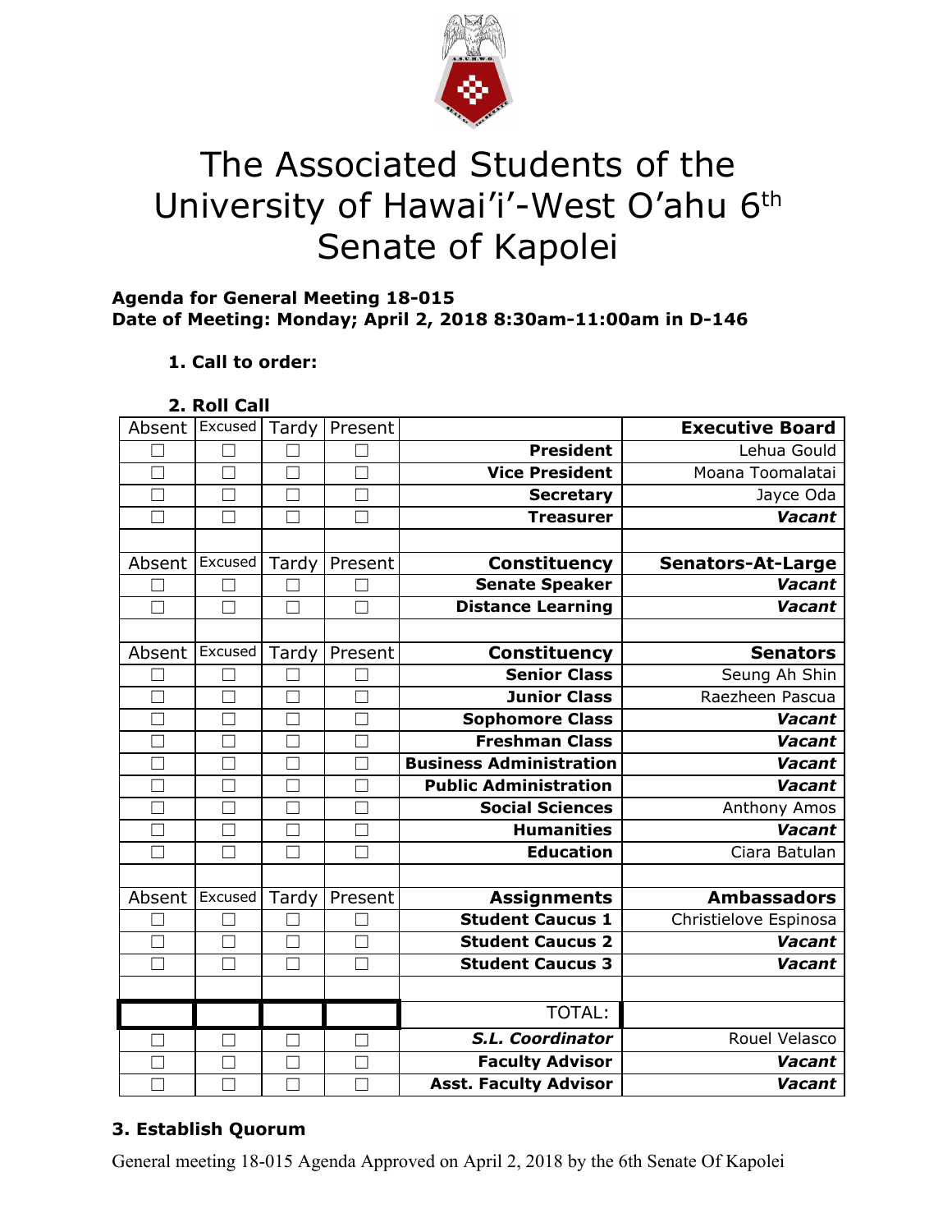# The Associated Students of the University of Hawai'i'-West O'ahu 6th Senate of Kapolei

**Agenda for General Meeting 18-015**
**Date of Meeting: Monday; April 2, 2018 8:30am-11:00am in D-146**

1. **Call to order:**

2. **Roll Call**

| Absent | Excused | Tardy | Present | | **Executive Board** |
|---|---|---|---|---|---|
| ☐ | ☐ | ☐ | ☐ | **President** | Lehua Gould |
| ☐ | ☐ | ☐ | ☐ | **Vice President** | Moana Toomalatai |
| ☐ | ☐ | ☐ | ☐ | **Secretary** | Jayce Oda |
| ☐ | ☐ | ☐ | ☐ | **Treasurer** | ***Vacant*** |
| | | | | | |
| Absent | Excused | Tardy | Present | **Constituency** | **Senators-At-Large** |
| ☐ | ☐ | ☐ | ☐ | **Senate Speaker** | ***Vacant*** |
| ☐ | ☐ | ☐ | ☐ | **Distance Learning** | ***Vacant*** |
| | | | | | |
| Absent | Excused | Tardy | Present | **Constituency** | **Senators** |
| ☐ | ☐ | ☐ | ☐ | **Senior Class** | Seung Ah Shin |
| ☐ | ☐ | ☐ | ☐ | **Junior Class** | Raezheen Pascua |
| ☐ | ☐ | ☐ | ☐ | **Sophomore Class** | ***Vacant*** |
| ☐ | ☐ | ☐ | ☐ | **Freshman Class** | ***Vacant*** |
| ☐ | ☐ | ☐ | ☐ | **Business Administration** | ***Vacant*** |
| ☐ | ☐ | ☐ | ☐ | **Public Administration** | ***Vacant*** |
| ☐ | ☐ | ☐ | ☐ | **Social Sciences** | Anthony Amos |
| ☐ | ☐ | ☐ | ☐ | **Humanities** | ***Vacant*** |
| ☐ | ☐ | ☐ | ☐ | **Education** | Ciara Batulan |
| | | | | | |
| Absent | Excused | Tardy | Present | **Assignments** | **Ambassadors** |
| ☐ | ☐ | ☐ | ☐ | **Student Caucus 1** | Christielove Espinosa |
| ☐ | ☐ | ☐ | ☐ | **Student Caucus 2** | ***Vacant*** |
| ☐ | ☐ | ☐ | ☐ | **Student Caucus 3** | ***Vacant*** |
| | | | | | |
| | | | | TOTAL: | |
| ☐ | ☐ | ☐ | ☐ | ***S.L. Coordinator*** | Rouel Velasco |
| ☐ | ☐ | ☐ | ☐ | **Faculty Advisor** | ***Vacant*** |
| ☐ | ☐ | ☐ | ☐ | **Asst. Faculty Advisor** | ***Vacant*** |

**3. Establish Quorum**

General meeting 18-015 Agenda Approved on April 2, 2018 by the 6th Senate Of Kapolei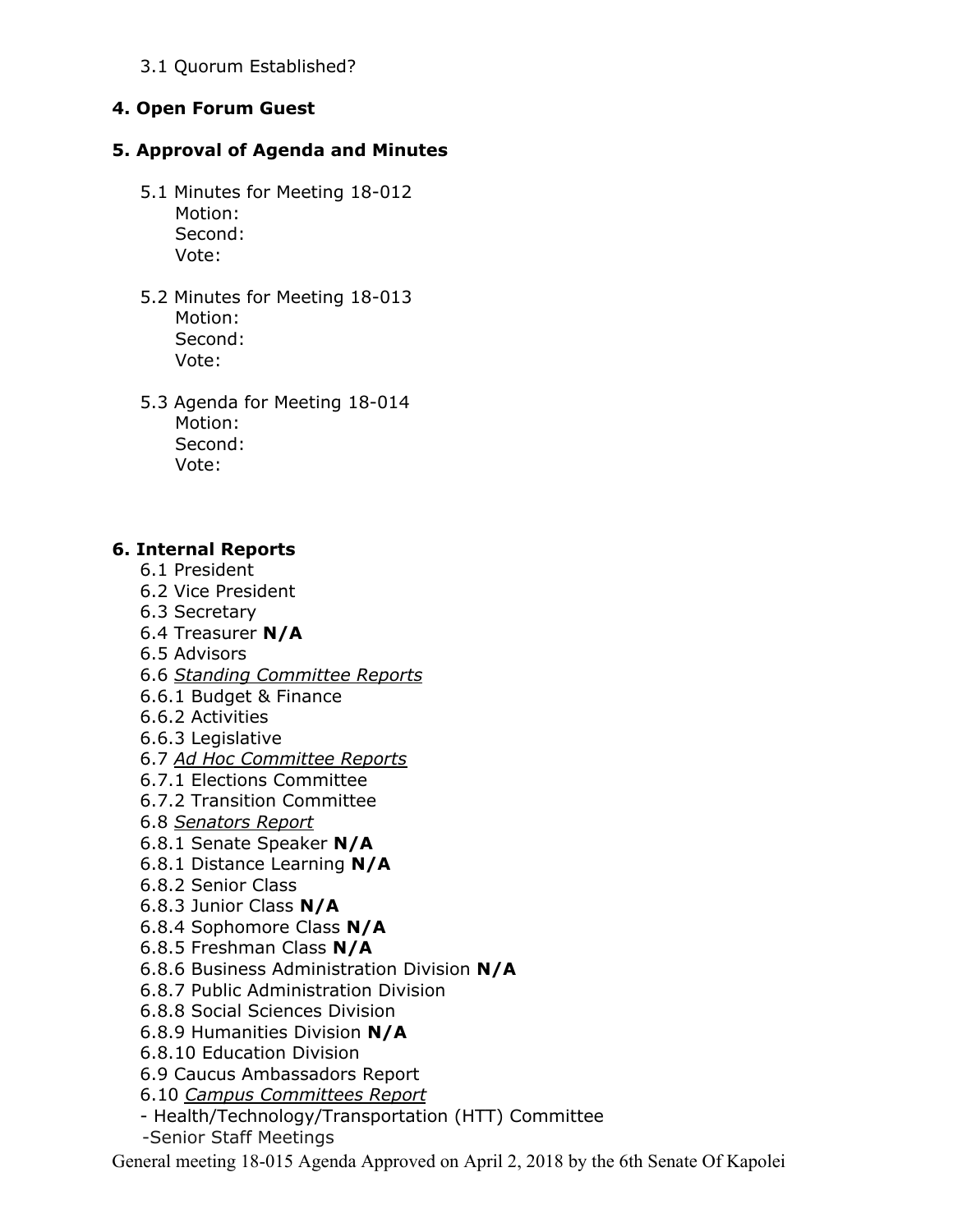3.1 Quorum Established?

**4. Open Forum Guest**

**5. Approval of Agenda and Minutes**

5.1 Minutes for Meeting 18-012
Motion:
Second:
Vote:

5.2 Minutes for Meeting 18-013
Motion:
Second:
Vote:

5.3 Agenda for Meeting 18-014
Motion:
Second:
Vote:

**6. Internal Reports**

6.1 President
6.2 Vice President
6.3 Secretary
6.4 Treasurer **N/A**
6.5 Advisors
6.6 *Standing Committee Reports*
6.6.1 Budget & Finance
6.6.2 Activities
6.6.3 Legislative
6.7 *Ad Hoc Committee Reports*
6.7.1 Elections Committee
6.7.2 Transition Committee
6.8 *Senators Report*
6.8.1 Senate Speaker **N/A**
6.8.1 Distance Learning **N/A**
6.8.2 Senior Class
6.8.3 Junior Class **N/A**
6.8.4 Sophomore Class **N/A**
6.8.5 Freshman Class **N/A**
6.8.6 Business Administration Division **N/A**
6.8.7 Public Administration Division
6.8.8 Social Sciences Division
6.8.9 Humanities Division **N/A**
6.8.10 Education Division
6.9 Caucus Ambassadors Report
6.10 *Campus Committees Report*
- Health/Technology/Transportation (HTT) Committee
-Senior Staff Meetings

General meeting 18-015 Agenda Approved on April 2, 2018 by the 6th Senate Of Kapolei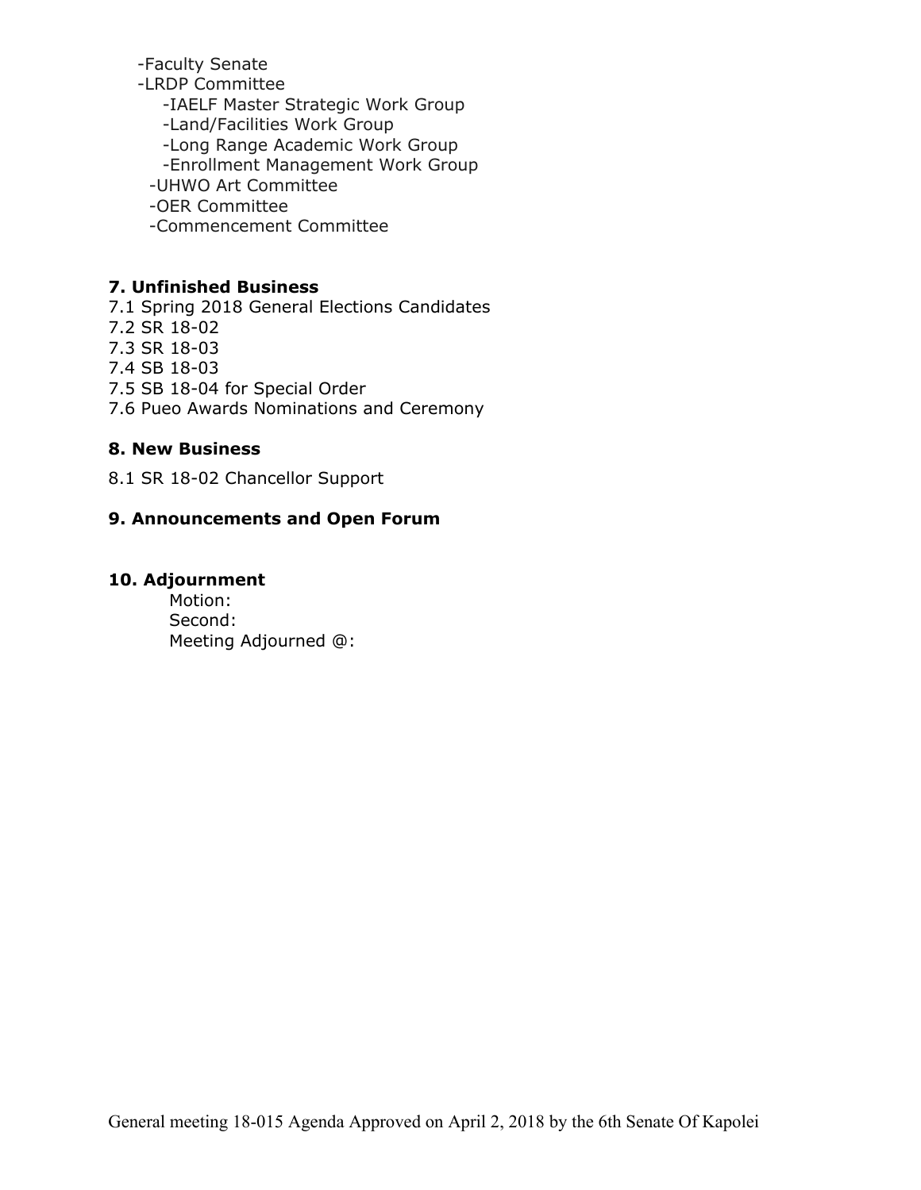- Faculty Senate
- LRDP Committee
  - IAELF Master Strategic Work Group
  - Land/Facilities Work Group
  - Long Range Academic Work Group
  - Enrollment Management Work Group
- UHWO Art Committee
- OER Committee
- Commencement Committee

**7. Unfinished Business**

7.1 Spring 2018 General Elections Candidates
7.2 SR 18-02
7.3 SR 18-03
7.4 SB 18-03
7.5 SB 18-04 for Special Order
7.6 Pueo Awards Nominations and Ceremony

**8. New Business**

8.1 SR 18-02 Chancellor Support

**9. Announcements and Open Forum**

**10. Adjournment**

Motion:
Second:
Meeting Adjourned @:

General meeting 18-015 Agenda Approved on April 2, 2018 by the 6th Senate Of Kapolei